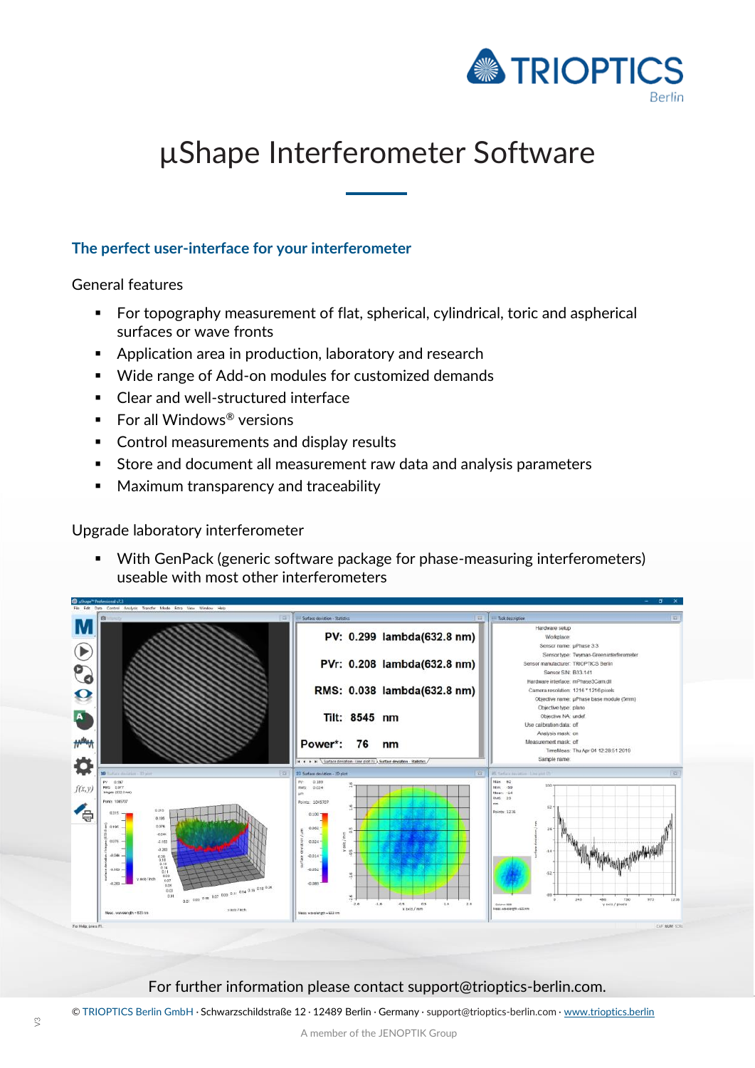# µShape Interferometer Software

## The perfect user-interface for your interferometer

General features

- For topography measurement of flat, spherical, cylindrical, toric and aspherical surfaces or wave fronts
- Application area in production, laboratory and research
- Wide range of Add-on modules for customized demands
- Clear and well-structured interface
- For all Windows® versions
- Control measurements and display results
- Store and document all measurement raw data and analysis parameters
- Maximum transparency and traceability

Upgrade laboratory interferometer

- With GenPack (generic software package for phase-measuring interferometers) useable with most other interferometers

For further information please contact support@trioptics-berlin.com.

© TRIOPTICS Berlin GmbH · Schwarzschildstraße 12 · 12489 Berlin · Germany · support@trioptics-berlin.com · www.trioptics.berlin

A member of the JENOPTIK Group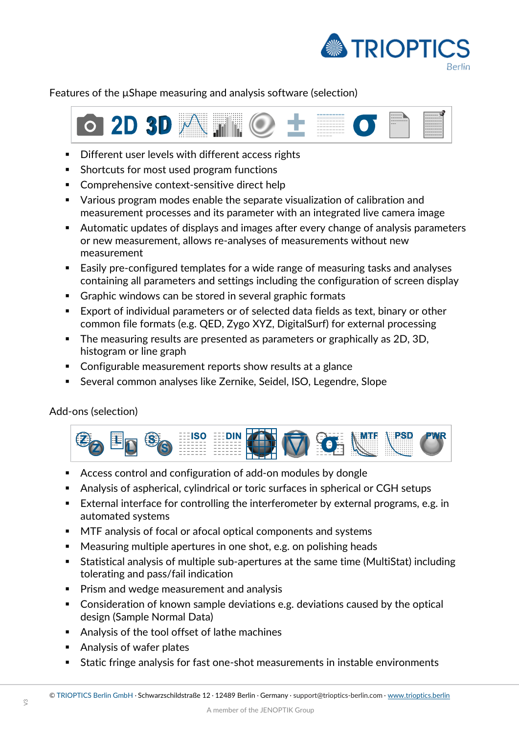Features of the µShape measuring and analysis software (selection)

- Different user levels with different access rights
- Shortcuts for most used program functions
- Comprehensive context-sensitive direct help
- Various program modes enable the separate visualization of calibration and measurement processes and its parameter with an integrated live camera image
- Automatic updates of displays and images after every change of analysis parameters or new measurement, allows re-analyses of measurements without new measurement
- Easily pre-configured templates for a wide range of measuring tasks and analyses containing all parameters and settings including the configuration of screen display
- Graphic windows can be stored in several graphic formats
- Export of individual parameters or of selected data fields as text, binary or other common file formats (e.g. QED, Zygo XYZ, DigitalSurf) for external processing
- The measuring results are presented as parameters or graphically as 2D, 3D, histogram or line graph
- Configurable measurement reports show results at a glance
- Several common analyses like Zernike, Seidel, ISO, Legendre, Slope

Add-ons (selection)

- Access control and configuration of add-on modules by dongle
- Analysis of aspherical, cylindrical or toric surfaces in spherical or CGH setups
- External interface for controlling the interferometer by external programs, e.g. in automated systems
- MTF analysis of focal or afocal optical components and systems
- Measuring multiple apertures in one shot, e.g. on polishing heads
- Statistical analysis of multiple sub-apertures at the same time (MultiStat) including tolerating and pass/fail indication
- Prism and wedge measurement and analysis
- Consideration of known sample deviations e.g. deviations caused by the optical design (Sample Normal Data)
- Analysis of the tool offset of lathe machines
- Analysis of wafer plates
- Static fringe analysis for fast one-shot measurements in instable environments